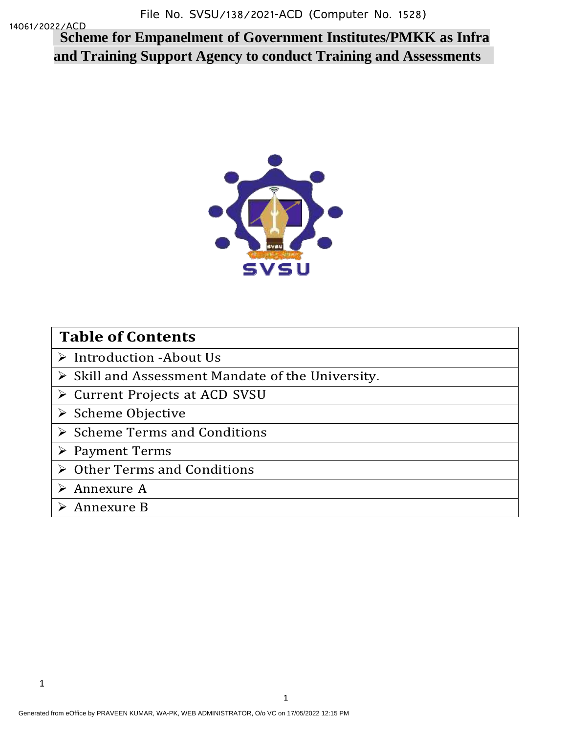# Scheme for Empanelment of Government Institutes/PMKK as Infra and Training Support Agency to conduct Training and Assessments

| Table of Contents |
| --- |
| ➢ Introduction -About Us |
| ➢ Skill and Assessment Mandate of the University. |
| ➢ Current Projects at ACD SVSU |
| ➢ Scheme Objective |
| ➢ Scheme Terms and Conditions |
| ➢ Payment Terms |
| ➢ Other Terms and Conditions |
| ➢ Annexure A |
| ➢ Annexure B |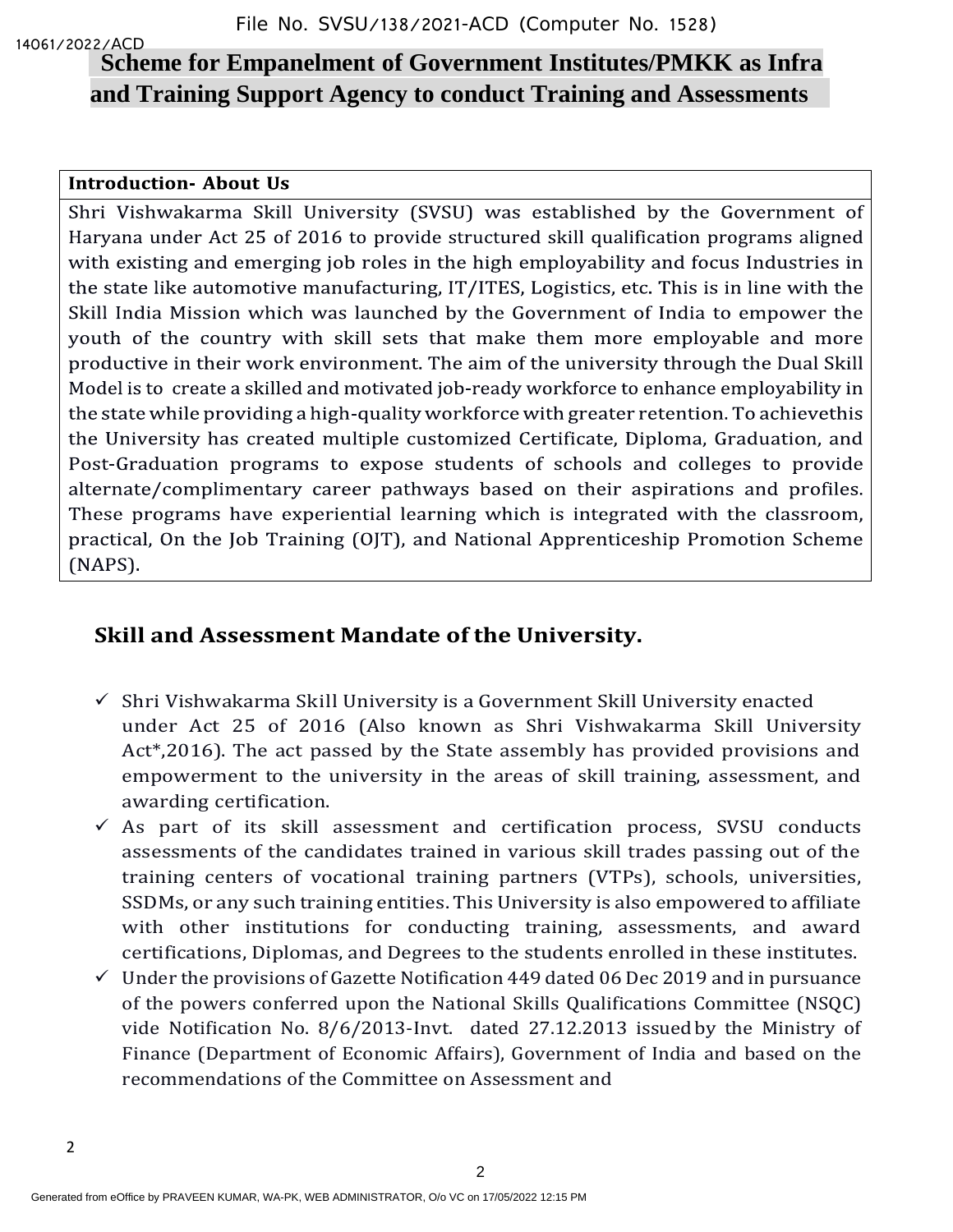# Scheme for Empanelment of Government Institutes/PMKK as Infra and Training Support Agency to conduct Training and Assessments

| **Introduction- About Us** |
|---|
| Shri Vishwakarma Skill University (SVSU) was established by the Government of Haryana under Act 25 of 2016 to provide structured skill qualification programs aligned with existing and emerging job roles in the high employability and focus Industries in the state like automotive manufacturing, IT/ITES, Logistics, etc. This is in line with the Skill India Mission which was launched by the Government of India to empower the youth of the country with skill sets that make them more employable and more productive in their work environment. The aim of the university through the Dual Skill Model is to create a skilled and motivated job-ready workforce to enhance employability in the state while providing a high-quality workforce with greater retention. To achievethis the University has created multiple customized Certificate, Diploma, Graduation, and Post-Graduation programs to expose students of schools and colleges to provide alternate/complimentary career pathways based on their aspirations and profiles. These programs have experiential learning which is integrated with the classroom, practical, On the Job Training (OJT), and National Apprenticeship Promotion Scheme (NAPS). |

## Skill and Assessment Mandate of the University.

- ✓ Shri Vishwakarma Skill University is a Government Skill University enacted under Act 25 of 2016 (Also known as Shri Vishwakarma Skill University Act*,2016). The act passed by the State assembly has provided provisions and empowerment to the university in the areas of skill training, assessment, and awarding certification.
- ✓ As part of its skill assessment and certification process, SVSU conducts assessments of the candidates trained in various skill trades passing out of the training centers of vocational training partners (VTPs), schools, universities, SSDMs, or any such training entities. This University is also empowered to affiliate with other institutions for conducting training, assessments, and award certifications, Diplomas, and Degrees to the students enrolled in these institutes.
- ✓ Under the provisions of Gazette Notification 449 dated 06 Dec 2019 and in pursuance of the powers conferred upon the National Skills Qualifications Committee (NSQC) vide Notification No. 8/6/2013-Invt. dated 27.12.2013 issued by the Ministry of Finance (Department of Economic Affairs), Government of India and based on the recommendations of the Committee on Assessment and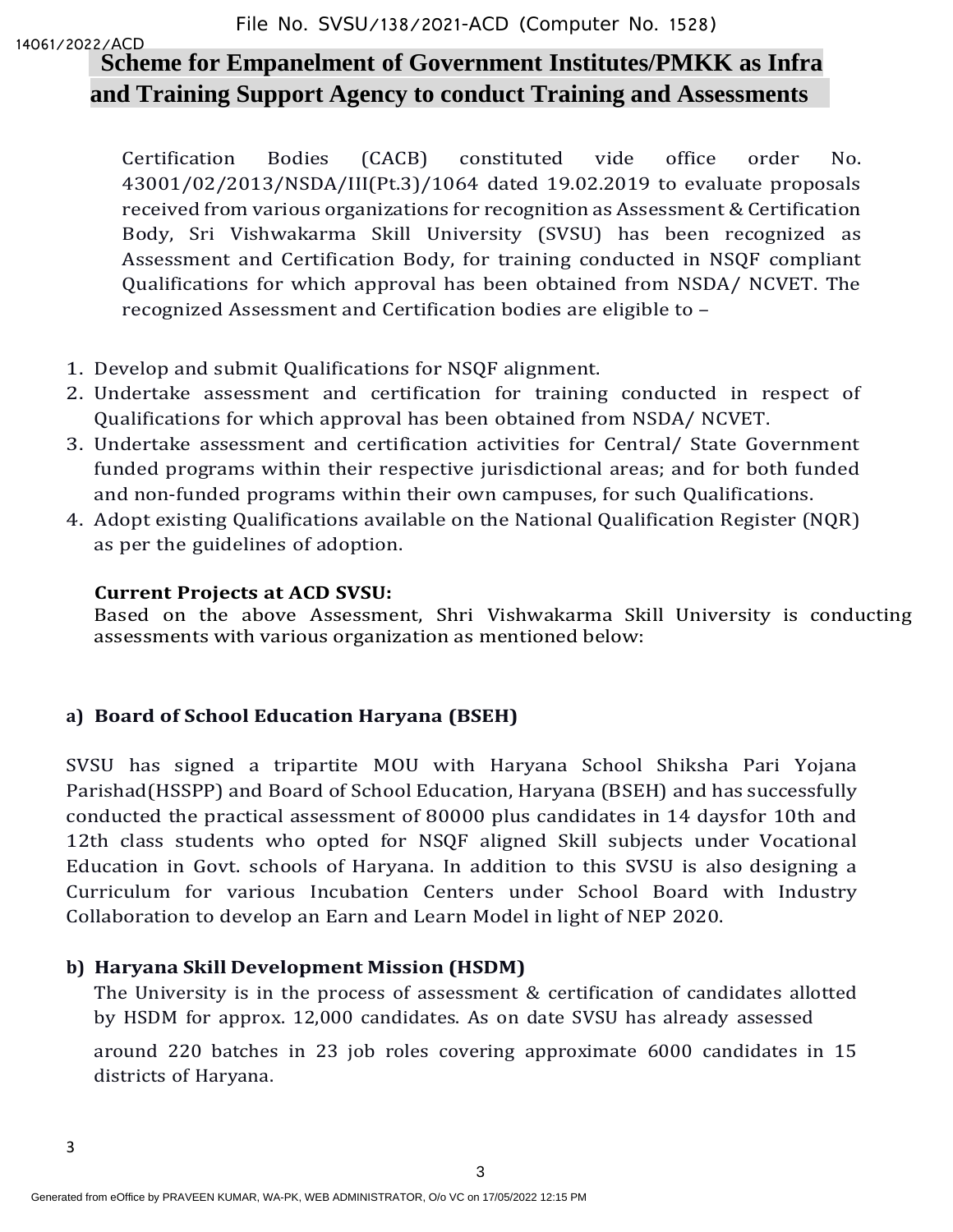# Scheme for Empanelment of Government Institutes/PMKK as Infra and Training Support Agency to conduct Training and Assessments

Certification Bodies (CACB) constituted vide office order No. 43001/02/2013/NSDA/III(Pt.3)/1064 dated 19.02.2019 to evaluate proposals received from various organizations for recognition as Assessment & Certification Body, Sri Vishwakarma Skill University (SVSU) has been recognized as Assessment and Certification Body, for training conducted in NSQF compliant Qualifications for which approval has been obtained from NSDA/ NCVET. The recognized Assessment and Certification bodies are eligible to –

1. Develop and submit Qualifications for NSQF alignment.
2. Undertake assessment and certification for training conducted in respect of Qualifications for which approval has been obtained from NSDA/ NCVET.
3. Undertake assessment and certification activities for Central/ State Government funded programs within their respective jurisdictional areas; and for both funded and non-funded programs within their own campuses, for such Qualifications.
4. Adopt existing Qualifications available on the National Qualification Register (NQR) as per the guidelines of adoption.

**Current Projects at ACD SVSU:**
Based on the above Assessment, Shri Vishwakarma Skill University is conducting assessments with various organization as mentioned below:

**a) Board of School Education Haryana (BSEH)**

SVSU has signed a tripartite MOU with Haryana School Shiksha Pari Yojana Parishad(HSSPP) and Board of School Education, Haryana (BSEH) and has successfully conducted the practical assessment of 80000 plus candidates in 14 daysfor 10th and 12th class students who opted for NSQF aligned Skill subjects under Vocational Education in Govt. schools of Haryana. In addition to this SVSU is also designing a Curriculum for various Incubation Centers under School Board with Industry Collaboration to develop an Earn and Learn Model in light of NEP 2020.

**b) Haryana Skill Development Mission (HSDM)**

The University is in the process of assessment & certification of candidates allotted by HSDM for approx. 12,000 candidates. As on date SVSU has already assessed around 220 batches in 23 job roles covering approximate 6000 candidates in 15 districts of Haryana.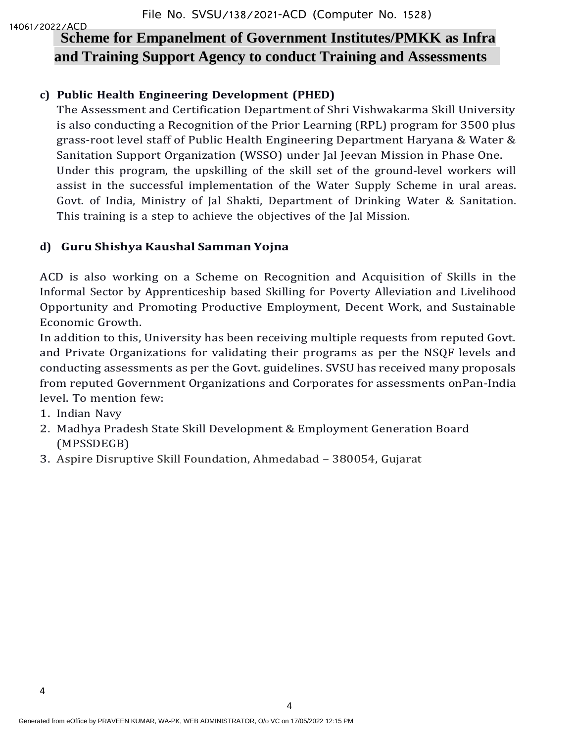# Scheme for Empanelment of Government Institutes/PMKK as Infra and Training Support Agency to conduct Training and Assessments

**c) Public Health Engineering Development (PHED)**

The Assessment and Certification Department of Shri Vishwakarma Skill University is also conducting a Recognition of the Prior Learning (RPL) program for 3500 plus grass-root level staff of Public Health Engineering Department Haryana & Water & Sanitation Support Organization (WSSO) under Jal Jeevan Mission in Phase One.
Under this program, the upskilling of the skill set of the ground-level workers will assist in the successful implementation of the Water Supply Scheme in ural areas. Govt. of India, Ministry of Jal Shakti, Department of Drinking Water & Sanitation. This training is a step to achieve the objectives of the Jal Mission.

**d) Guru Shishya Kaushal Samman Yojna**

ACD is also working on a Scheme on Recognition and Acquisition of Skills in the Informal Sector by Apprenticeship based Skilling for Poverty Alleviation and Livelihood Opportunity and Promoting Productive Employment, Decent Work, and Sustainable Economic Growth.
In addition to this, University has been receiving multiple requests from reputed Govt. and Private Organizations for validating their programs as per the NSQF levels and conducting assessments as per the Govt. guidelines. SVSU has received many proposals from reputed Government Organizations and Corporates for assessments onPan-India level. To mention few:

1. Indian Navy
2. Madhya Pradesh State Skill Development & Employment Generation Board (MPSSDEGB)
3. Aspire Disruptive Skill Foundation, Ahmedabad – 380054, Gujarat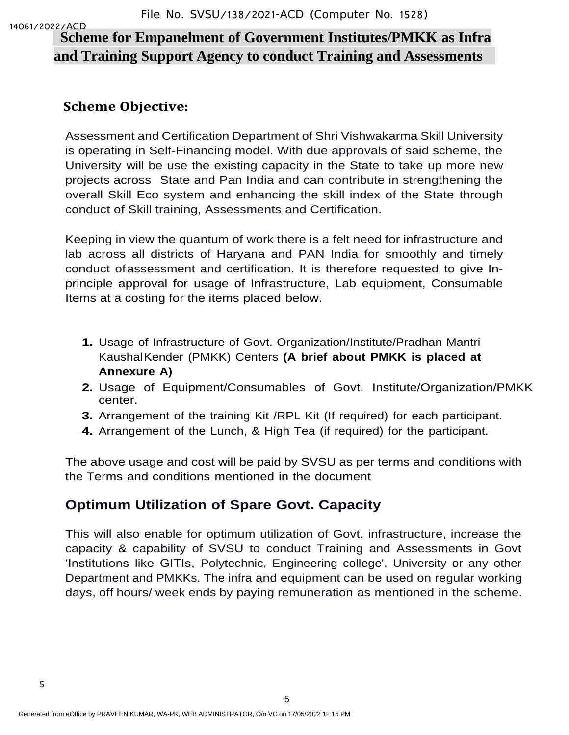# Scheme for Empanelment of Government Institutes/PMKK as Infra and Training Support Agency to conduct Training and Assessments

## Scheme Objective:

Assessment and Certification Department of Shri Vishwakarma Skill University is operating in Self-Financing model. With due approvals of said scheme, the University will be use the existing capacity in the State to take up more new projects across State and Pan India and can contribute in strengthening the overall Skill Eco system and enhancing the skill index of the State through conduct of Skill training, Assessments and Certification.

Keeping in view the quantum of work there is a felt need for infrastructure and lab across all districts of Haryana and PAN India for smoothly and timely conduct of assessment and certification. It is therefore requested to give In-principle approval for usage of Infrastructure, Lab equipment, Consumable Items at a costing for the items placed below.

1. Usage of Infrastructure of Govt. Organization/Institute/Pradhan Mantri Kaushal Kender (PMKK) Centers **(A brief about PMKK is placed at Annexure A)**
2. Usage of Equipment/Consumables of Govt. Institute/Organization/PMKK center.
3. Arrangement of the training Kit /RPL Kit (If required) for each participant.
4. Arrangement of the Lunch, & High Tea (if required) for the participant.

The above usage and cost will be paid by SVSU as per terms and conditions with the Terms and conditions mentioned in the document

## Optimum Utilization of Spare Govt. Capacity

This will also enable for optimum utilization of Govt. infrastructure, increase the capacity & capability of SVSU to conduct Training and Assessments in Govt 'Institutions like GITIs, Polytechnic, Engineering college', University or any other Department and PMKKs. The infra and equipment can be used on regular working days, off hours/ week ends by paying remuneration as mentioned in the scheme.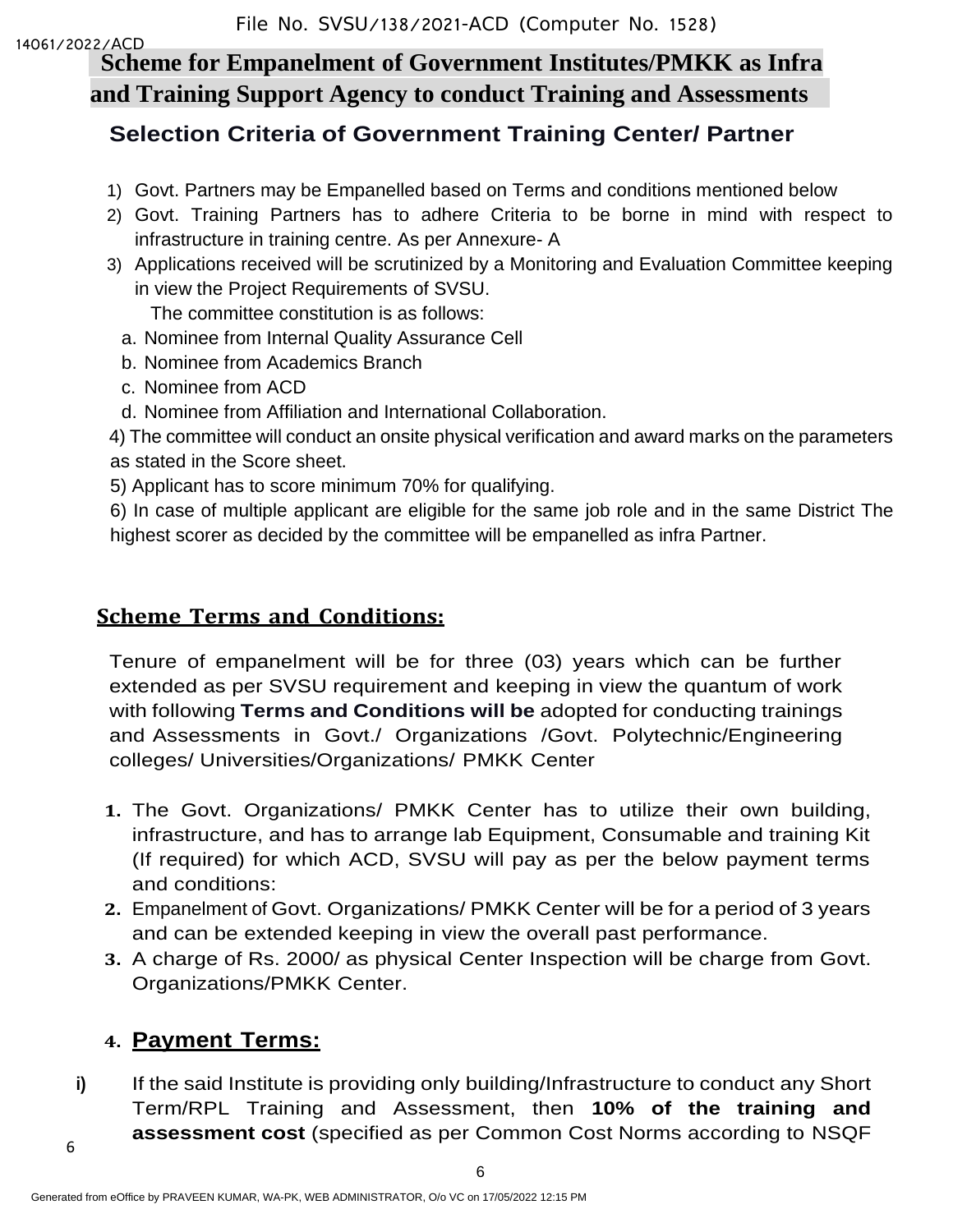# Scheme for Empanelment of Government Institutes/PMKK as Infra and Training Support Agency to conduct Training and Assessments

## Selection Criteria of Government Training Center/ Partner

1) Govt. Partners may be Empanelled based on Terms and conditions mentioned below
2) Govt. Training Partners has to adhere Criteria to be borne in mind with respect to infrastructure in training centre. As per Annexure- A
3) Applications received will be scrutinized by a Monitoring and Evaluation Committee keeping in view the Project Requirements of SVSU.
   The committee constitution is as follows:
   a. Nominee from Internal Quality Assurance Cell
   b. Nominee from Academics Branch
   c. Nominee from ACD
   d. Nominee from Affiliation and International Collaboration.
4) The committee will conduct an onsite physical verification and award marks on the parameters as stated in the Score sheet.
5) Applicant has to score minimum 70% for qualifying.
6) In case of multiple applicant are eligible for the same job role and in the same District The highest scorer as decided by the committee will be empanelled as infra Partner.

## Scheme Terms and Conditions:

Tenure of empanelment will be for three (03) years which can be further extended as per SVSU requirement and keeping in view the quantum of work with following **Terms and Conditions will be** adopted for conducting trainings and Assessments in Govt./ Organizations /Govt. Polytechnic/Engineering colleges/ Universities/Organizations/ PMKK Center

1. The Govt. Organizations/ PMKK Center has to utilize their own building, infrastructure, and has to arrange lab Equipment, Consumable and training Kit (If required) for which ACD, SVSU will pay as per the below payment terms and conditions:
2. Empanelment of Govt. Organizations/ PMKK Center will be for a period of 3 years and can be extended keeping in view the overall past performance.
3. A charge of Rs. 2000/ as physical Center Inspection will be charge from Govt. Organizations/PMKK Center.
4. **Payment Terms:**

i) If the said Institute is providing only building/Infrastructure to conduct any Short Term/RPL Training and Assessment, then **10% of the training and assessment cost** (specified as per Common Cost Norms according to NSQF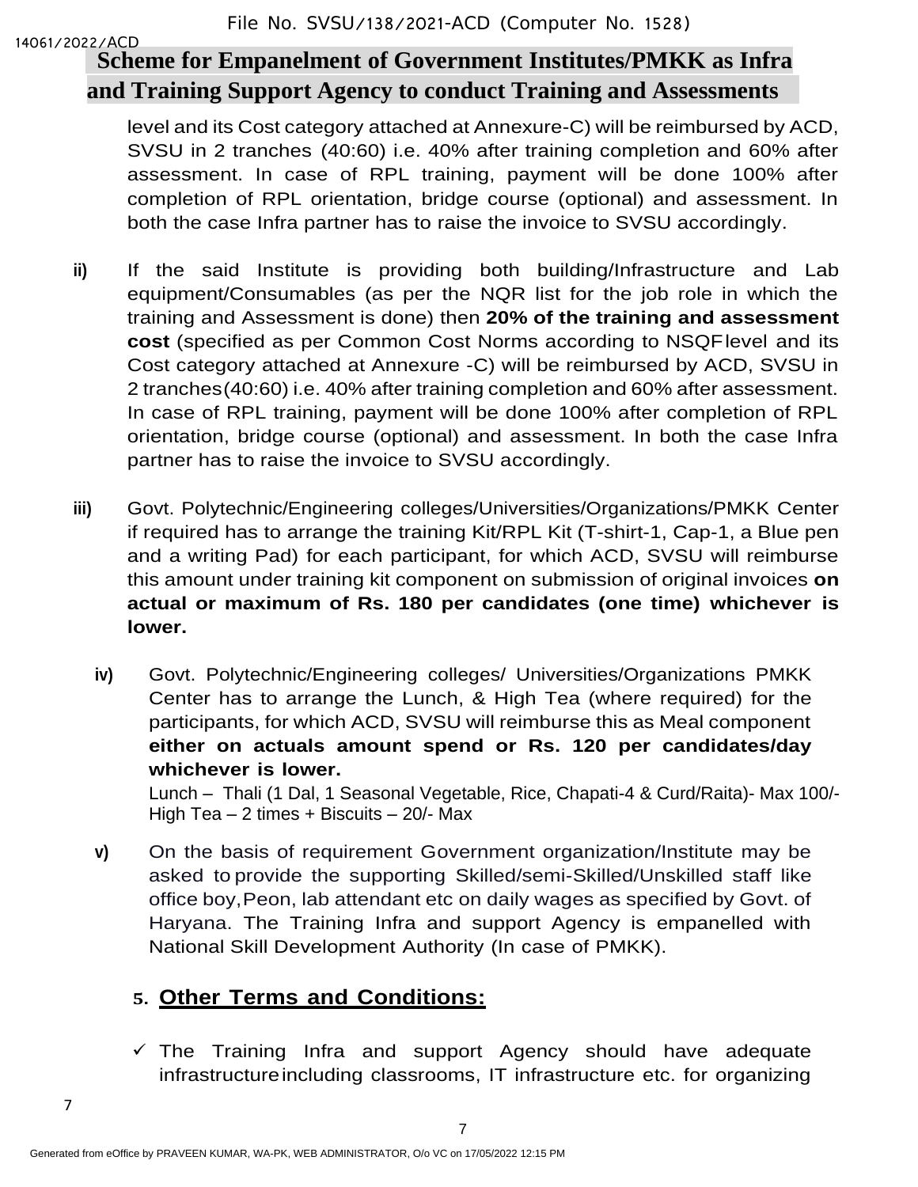level and its Cost category attached at Annexure-C) will be reimbursed by ACD, SVSU in 2 tranches (40:60) i.e. 40% after training completion and 60% after assessment. In case of RPL training, payment will be done 100% after completion of RPL orientation, bridge course (optional) and assessment. In both the case Infra partner has to raise the invoice to SVSU accordingly.

**ii)** If the said Institute is providing both building/Infrastructure and Lab equipment/Consumables (as per the NQR list for the job role in which the training and Assessment is done) then **20% of the training and assessment cost** (specified as per Common Cost Norms according to NSQF level and its Cost category attached at Annexure -C) will be reimbursed by ACD, SVSU in 2 tranches (40:60) i.e. 40% after training completion and 60% after assessment. In case of RPL training, payment will be done 100% after completion of RPL orientation, bridge course (optional) and assessment. In both the case Infra partner has to raise the invoice to SVSU accordingly.

**iii)** Govt. Polytechnic/Engineering colleges/Universities/Organizations/PMKK Center if required has to arrange the training Kit/RPL Kit (T-shirt-1, Cap-1, a Blue pen and a writing Pad) for each participant, for which ACD, SVSU will reimburse this amount under training kit component on submission of original invoices **on actual or maximum of Rs. 180 per candidates (one time) whichever is lower.**

**iv)** Govt. Polytechnic/Engineering colleges/ Universities/Organizations PMKK Center has to arrange the Lunch, & High Tea (where required) for the participants, for which ACD, SVSU will reimburse this as Meal component **either on actuals amount spend or Rs. 120 per candidates/day whichever is lower.**

Lunch – Thali (1 Dal, 1 Seasonal Vegetable, Rice, Chapati-4 & Curd/Raita)- Max 100/-
High Tea – 2 times + Biscuits – 20/- Max

**v)** On the basis of requirement Government organization/Institute may be asked to provide the supporting Skilled/semi-Skilled/Unskilled staff like office boy, Peon, lab attendant etc on daily wages as specified by Govt. of Haryana. The Training Infra and support Agency is empanelled with National Skill Development Authority (In case of PMKK).

## 5. Other Terms and Conditions:

- ✓ The Training Infra and support Agency should have adequate infrastructure including classrooms, IT infrastructure etc. for organizing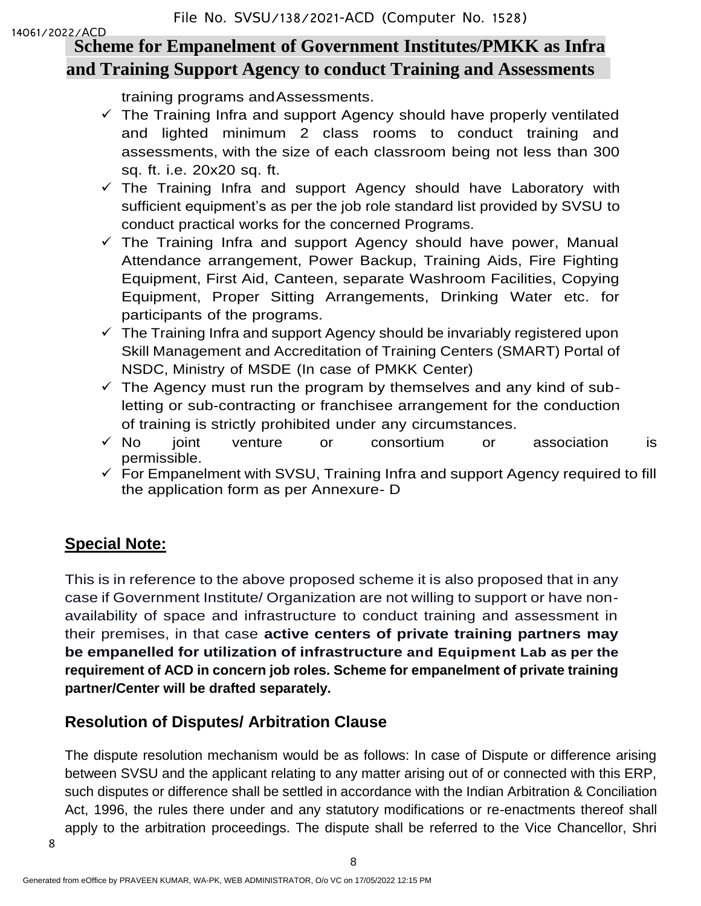training programs and Assessments.

- ✓ The Training Infra and support Agency should have properly ventilated and lighted minimum 2 class rooms to conduct training and assessments, with the size of each classroom being not less than 300 sq. ft. i.e. 20x20 sq. ft.
- ✓ The Training Infra and support Agency should have Laboratory with sufficient equipment's as per the job role standard list provided by SVSU to conduct practical works for the concerned Programs.
- ✓ The Training Infra and support Agency should have power, Manual Attendance arrangement, Power Backup, Training Aids, Fire Fighting Equipment, First Aid, Canteen, separate Washroom Facilities, Copying Equipment, Proper Sitting Arrangements, Drinking Water etc. for participants of the programs.
- ✓ The Training Infra and support Agency should be invariably registered upon Skill Management and Accreditation of Training Centers (SMART) Portal of NSDC, Ministry of MSDE (In case of PMKK Center)
- ✓ The Agency must run the program by themselves and any kind of sub-letting or sub-contracting or franchisee arrangement for the conduction of training is strictly prohibited under any circumstances.
- ✓ No joint venture or consortium or association is permissible.
- ✓ For Empanelment with SVSU, Training Infra and support Agency required to fill the application form as per Annexure- D

## Special Note:

This is in reference to the above proposed scheme it is also proposed that in any case if Government Institute/ Organization are not willing to support or have non-availability of space and infrastructure to conduct training and assessment in their premises, in that case **active centers of private training partners may be empanelled for utilization of infrastructure and Equipment Lab as per the requirement of ACD in concern job roles. Scheme for empanelment of private training partner/Center will be drafted separately.**

## Resolution of Disputes/ Arbitration Clause

The dispute resolution mechanism would be as follows: In case of Dispute or difference arising between SVSU and the applicant relating to any matter arising out of or connected with this ERP, such disputes or difference shall be settled in accordance with the Indian Arbitration & Conciliation Act, 1996, the rules there under and any statutory modifications or re-enactments thereof shall apply to the arbitration proceedings. The dispute shall be referred to the Vice Chancellor, Shri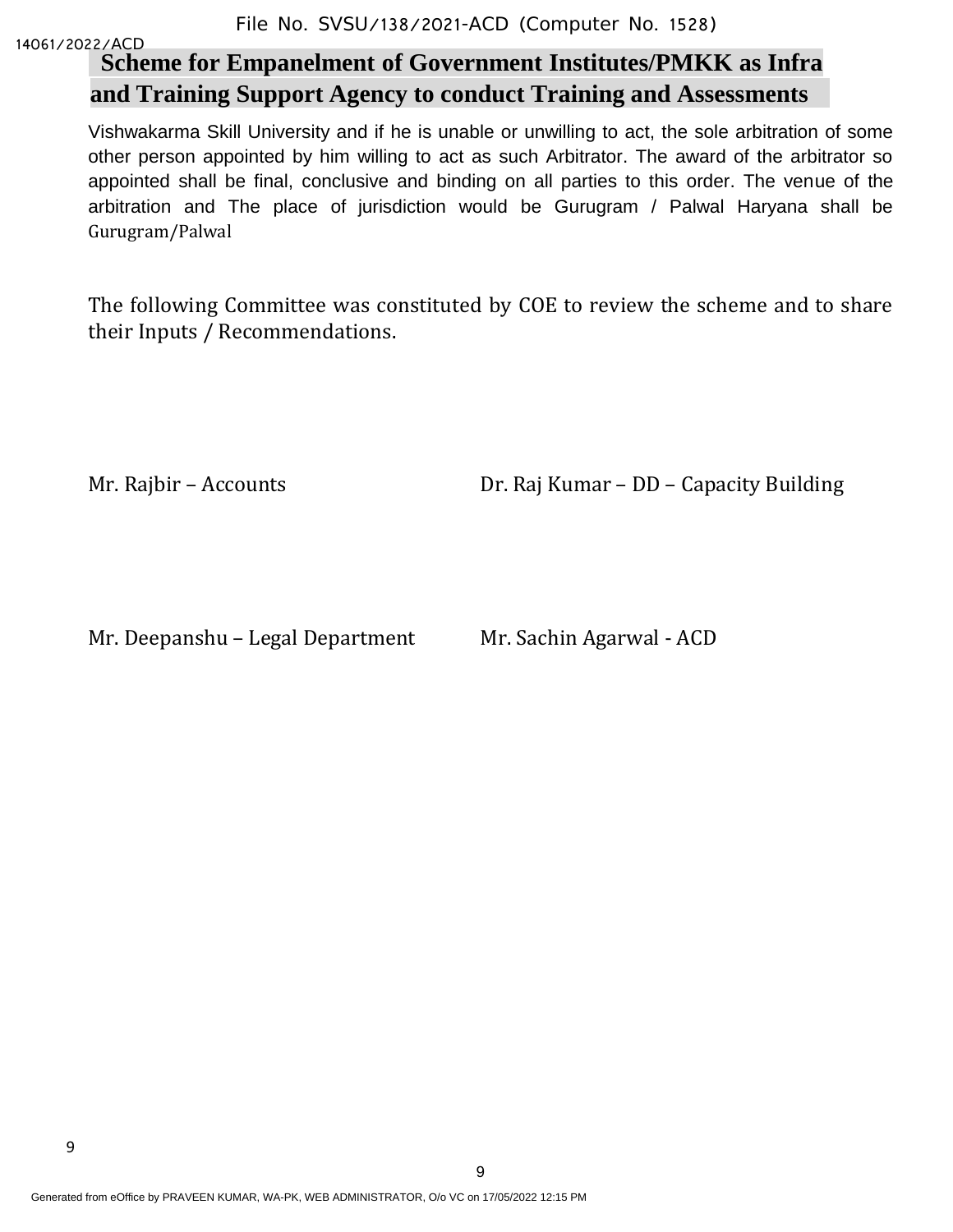**Scheme for Empanelment of Government Institutes/PMKK as Infra and Training Support Agency to conduct Training and Assessments**

Vishwakarma Skill University and if he is unable or unwilling to act, the sole arbitration of some other person appointed by him willing to act as such Arbitrator. The award of the arbitrator so appointed shall be final, conclusive and binding on all parties to this order. The venue of the arbitration and The place of jurisdiction would be Gurugram / Palwal Haryana shall be Gurugram/Palwal

The following Committee was constituted by COE to review the scheme and to share their Inputs / Recommendations.

Mr. Rajbir – Accounts

Dr. Raj Kumar – DD – Capacity Building

Mr. Deepanshu – Legal Department

Mr. Sachin Agarwal - ACD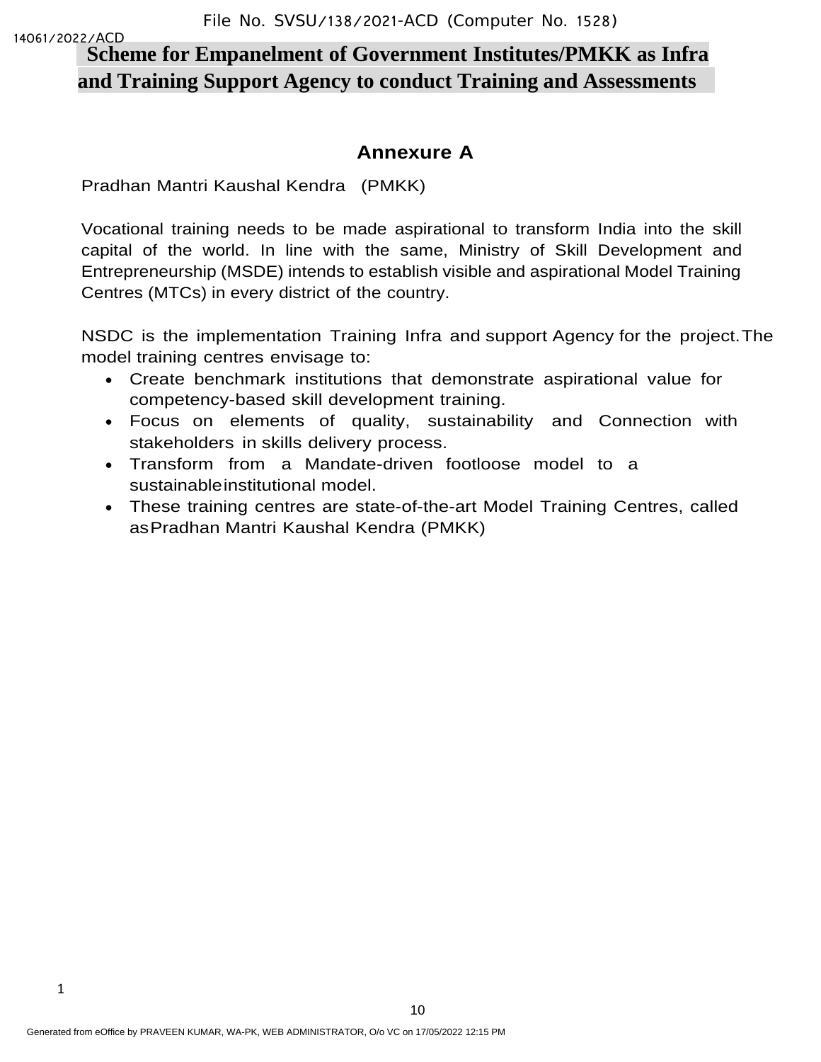# Scheme for Empanelment of Government Institutes/PMKK as Infra and Training Support Agency to conduct Training and Assessments

## Annexure A

Pradhan Mantri Kaushal Kendra (PMKK)

Vocational training needs to be made aspirational to transform India into the skill capital of the world. In line with the same, Ministry of Skill Development and Entrepreneurship (MSDE) intends to establish visible and aspirational Model Training Centres (MTCs) in every district of the country.

NSDC is the implementation Training Infra and support Agency for the project. The model training centres envisage to:

- Create benchmark institutions that demonstrate aspirational value for competency-based skill development training.
- Focus on elements of quality, sustainability and Connection with stakeholders in skills delivery process.
- Transform from a Mandate-driven footloose model to a sustainable institutional model.
- These training centres are state-of-the-art Model Training Centres, called as Pradhan Mantri Kaushal Kendra (PMKK)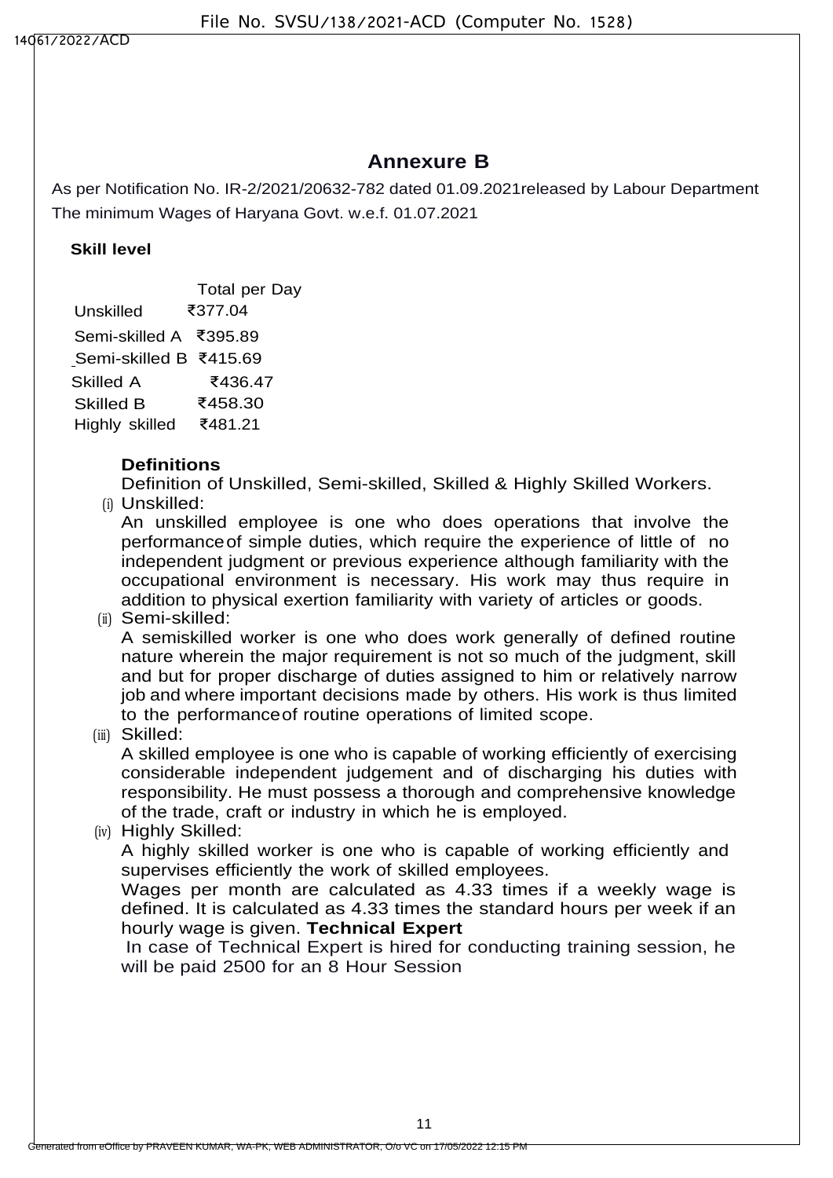# Annexure B

As per Notification No. IR-2/2021/20632-782 dated 01.09.2021released by Labour Department The minimum Wages of Haryana Govt. w.e.f. 01.07.2021

**Skill level**

| | Total per Day |
|---|---|
| Unskilled | ₹377.04 |
| Semi-skilled A | ₹395.89 |
| Semi-skilled B | ₹415.69 |
| Skilled A | ₹436.47 |
| Skilled B | ₹458.30 |
| Highly skilled | ₹481.21 |

**Definitions**

Definition of Unskilled, Semi-skilled, Skilled & Highly Skilled Workers.

(i) Unskilled:
An unskilled employee is one who does operations that involve the performanceof simple duties, which require the experience of little of no independent judgment or previous experience although familiarity with the occupational environment is necessary. His work may thus require in addition to physical exertion familiarity with variety of articles or goods.

(ii) Semi-skilled:
A semiskilled worker is one who does work generally of defined routine nature wherein the major requirement is not so much of the judgment, skill and but for proper discharge of duties assigned to him or relatively narrow job and where important decisions made by others. His work is thus limited to the performanceof routine operations of limited scope.

(iii) Skilled:
A skilled employee is one who is capable of working efficiently of exercising considerable independent judgement and of discharging his duties with responsibility. He must possess a thorough and comprehensive knowledge of the trade, craft or industry in which he is employed.

(iv) Highly Skilled:
A highly skilled worker is one who is capable of working efficiently and supervises efficiently the work of skilled employees.
Wages per month are calculated as 4.33 times if a weekly wage is defined. It is calculated as 4.33 times the standard hours per week if an hourly wage is given. **Technical Expert**
In case of Technical Expert is hired for conducting training session, he will be paid 2500 for an 8 Hour Session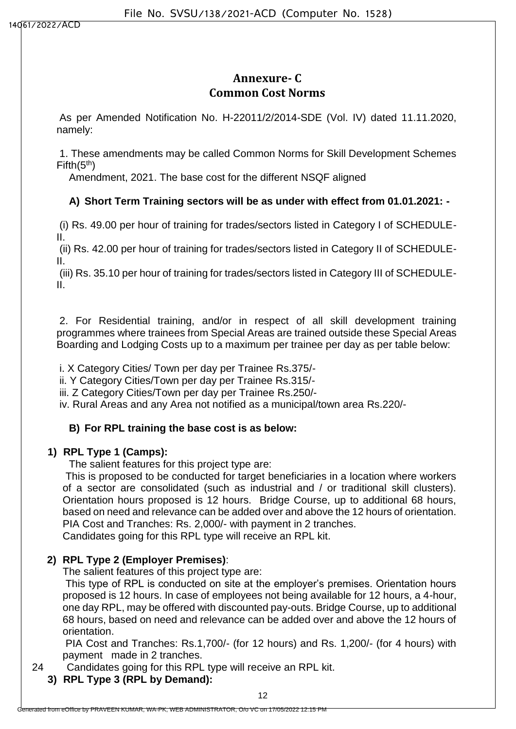# Annexure- C
## Common Cost Norms

As per Amended Notification No. H-22011/2/2014-SDE (Vol. IV) dated 11.11.2020, namely:

1. These amendments may be called Common Norms for Skill Development Schemes Fifth(5th) Amendment, 2021. The base cost for the different NSQF aligned

**A) Short Term Training sectors will be as under with effect from 01.01.2021: -**

(i) Rs. 49.00 per hour of training for trades/sectors listed in Category I of SCHEDULE-II.
(ii) Rs. 42.00 per hour of training for trades/sectors listed in Category II of SCHEDULE-II.
(iii) Rs. 35.10 per hour of training for trades/sectors listed in Category III of SCHEDULE-II.

2. For Residential training, and/or in respect of all skill development training programmes where trainees from Special Areas are trained outside these Special Areas Boarding and Lodging Costs up to a maximum per trainee per day as per table below:

i. X Category Cities/ Town per day per Trainee Rs.375/-
ii. Y Category Cities/Town per day per Trainee Rs.315/-
iii. Z Category Cities/Town per day per Trainee Rs.250/-
iv. Rural Areas and any Area not notified as a municipal/town area Rs.220/-

**B) For RPL training the base cost is as below:**

**1) RPL Type 1 (Camps):**

The salient features for this project type are:

This is proposed to be conducted for target beneficiaries in a location where workers of a sector are consolidated (such as industrial and / or traditional skill clusters). Orientation hours proposed is 12 hours. Bridge Course, up to additional 68 hours, based on need and relevance can be added over and above the 12 hours of orientation. PIA Cost and Tranches: Rs. 2,000/- with payment in 2 tranches.
Candidates going for this RPL type will receive an RPL kit.

**2) RPL Type 2 (Employer Premises)**:

The salient features of this project type are:

This type of RPL is conducted on site at the employer's premises. Orientation hours proposed is 12 hours. In case of employees not being available for 12 hours, a 4-hour, one day RPL, may be offered with discounted pay-outs. Bridge Course, up to additional 68 hours, based on need and relevance can be added over and above the 12 hours of orientation.

PIA Cost and Tranches: Rs.1,700/- (for 12 hours) and Rs. 1,200/- (for 4 hours) with payment made in 2 tranches.

Candidates going for this RPL type will receive an RPL kit.

**3) RPL Type 3 (RPL by Demand):**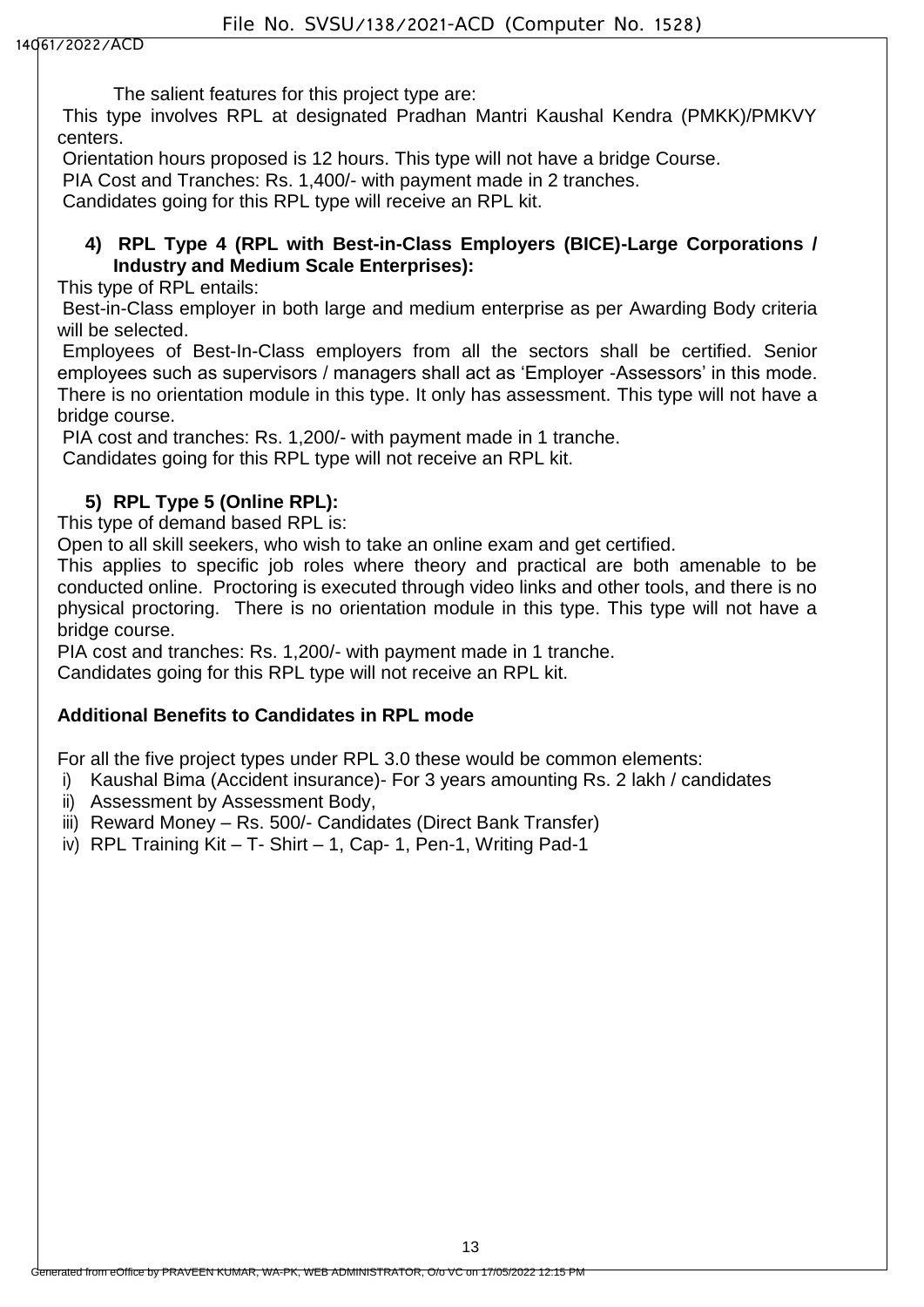The salient features for this project type are:

This type involves RPL at designated Pradhan Mantri Kaushal Kendra (PMKK)/PMKVY centers.

Orientation hours proposed is 12 hours. This type will not have a bridge Course.

PIA Cost and Tranches: Rs. 1,400/- with payment made in 2 tranches.

Candidates going for this RPL type will receive an RPL kit.

**4) RPL Type 4 (RPL with Best-in-Class Employers (BICE)-Large Corporations / Industry and Medium Scale Enterprises):**

This type of RPL entails:

Best-in-Class employer in both large and medium enterprise as per Awarding Body criteria will be selected.

Employees of Best-In-Class employers from all the sectors shall be certified. Senior employees such as supervisors / managers shall act as 'Employer -Assessors' in this mode. There is no orientation module in this type. It only has assessment. This type will not have a bridge course.

PIA cost and tranches: Rs. 1,200/- with payment made in 1 tranche.

Candidates going for this RPL type will not receive an RPL kit.

**5) RPL Type 5 (Online RPL):**

This type of demand based RPL is:

Open to all skill seekers, who wish to take an online exam and get certified.

This applies to specific job roles where theory and practical are both amenable to be conducted online. Proctoring is executed through video links and other tools, and there is no physical proctoring. There is no orientation module in this type. This type will not have a bridge course.

PIA cost and tranches: Rs. 1,200/- with payment made in 1 tranche.

Candidates going for this RPL type will not receive an RPL kit.

**Additional Benefits to Candidates in RPL mode**

For all the five project types under RPL 3.0 these would be common elements:

i) Kaushal Bima (Accident insurance)- For 3 years amounting Rs. 2 lakh / candidates
ii) Assessment by Assessment Body,
iii) Reward Money – Rs. 500/- Candidates (Direct Bank Transfer)
iv) RPL Training Kit – T- Shirt – 1, Cap- 1, Pen-1, Writing Pad-1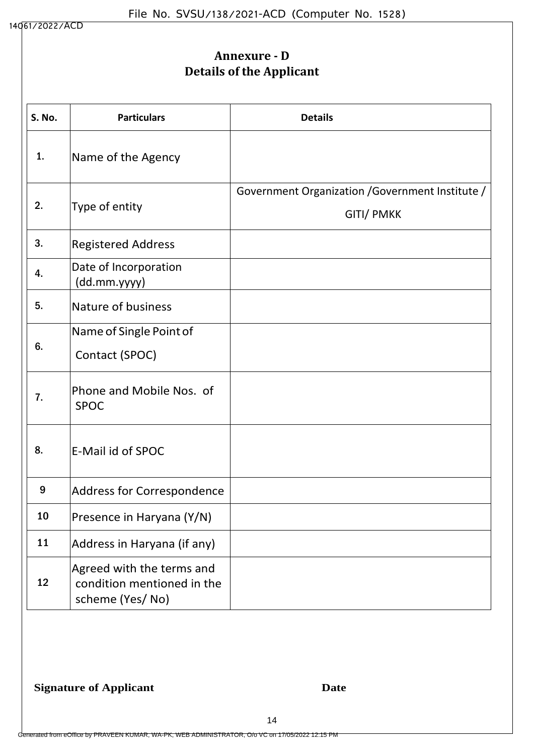## Annexure - D
## Details of the Applicant

| S. No. | Particulars | Details |
|---|---|---|
| 1. | Name of the Agency | |
| 2. | Type of entity | Government Organization /Government Institute / GITI/ PMKK |
| 3. | Registered Address | |
| 4. | Date of Incorporation (dd.mm.yyyy) | |
| 5. | Nature of business | |
| 6. | Name of Single Point of Contact (SPOC) | |
| 7. | Phone and Mobile Nos. of SPOC | |
| 8. | E-Mail id of SPOC | |
| 9 | Address for Correspondence | |
| 10 | Presence in Haryana (Y/N) | |
| 11 | Address in Haryana (if any) | |
| 12 | Agreed with the terms and condition mentioned in the scheme (Yes/ No) | |

**Signature of Applicant** **Date**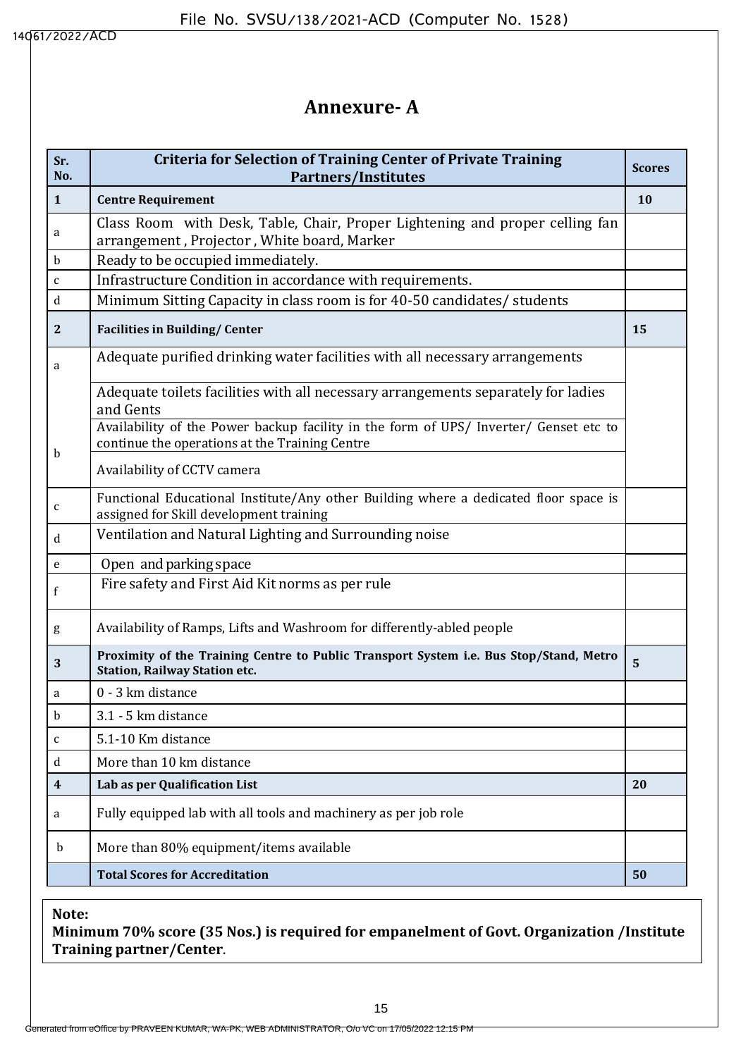## Annexure- A

| Sr. No. | Criteria for Selection of Training Center of Private Training Partners/Institutes | Scores |
|---|---|---|
| **1** | **Centre Requirement** | **10** |
| a | Class Room with Desk, Table, Chair, Proper Lightening and proper celling fan arrangement , Projector , White board, Marker | |
| b | Ready to be occupied immediately. | |
| c | Infrastructure Condition in accordance with requirements. | |
| d | Minimum Sitting Capacity in class room is for 40-50 candidates/ students | |
| **2** | **Facilities in Building/ Center** | **15** |
| a | Adequate purified drinking water facilities with all necessary arrangements | |
| | Adequate toilets facilities with all necessary arrangements separately for ladies and Gents | |
| b | Availability of the Power backup facility in the form of UPS/ Inverter/ Genset etc to continue the operations at the Training Centre | |
| | Availability of CCTV camera | |
| c | Functional Educational Institute/Any other Building where a dedicated floor space is assigned for Skill development training | |
| d | Ventilation and Natural Lighting and Surrounding noise | |
| e | Open and parking space | |
| f | Fire safety and First Aid Kit norms as per rule | |
| g | Availability of Ramps, Lifts and Washroom for differently-abled people | |
| **3** | **Proximity of the Training Centre to Public Transport System i.e. Bus Stop/Stand, Metro Station, Railway Station etc.** | **5** |
| a | 0 - 3 km distance | |
| b | 3.1 - 5 km distance | |
| c | 5.1-10 Km distance | |
| d | More than 10 km distance | |
| **4** | **Lab as per Qualification List** | **20** |
| a | Fully equipped lab with all tools and machinery as per job role | |
| b | More than 80% equipment/items available | |
| | **Total Scores for Accreditation** | **50** |

**Note:**
**Minimum 70% score (35 Nos.) is required for empanelment of Govt. Organization /Institute Training partner/Center**.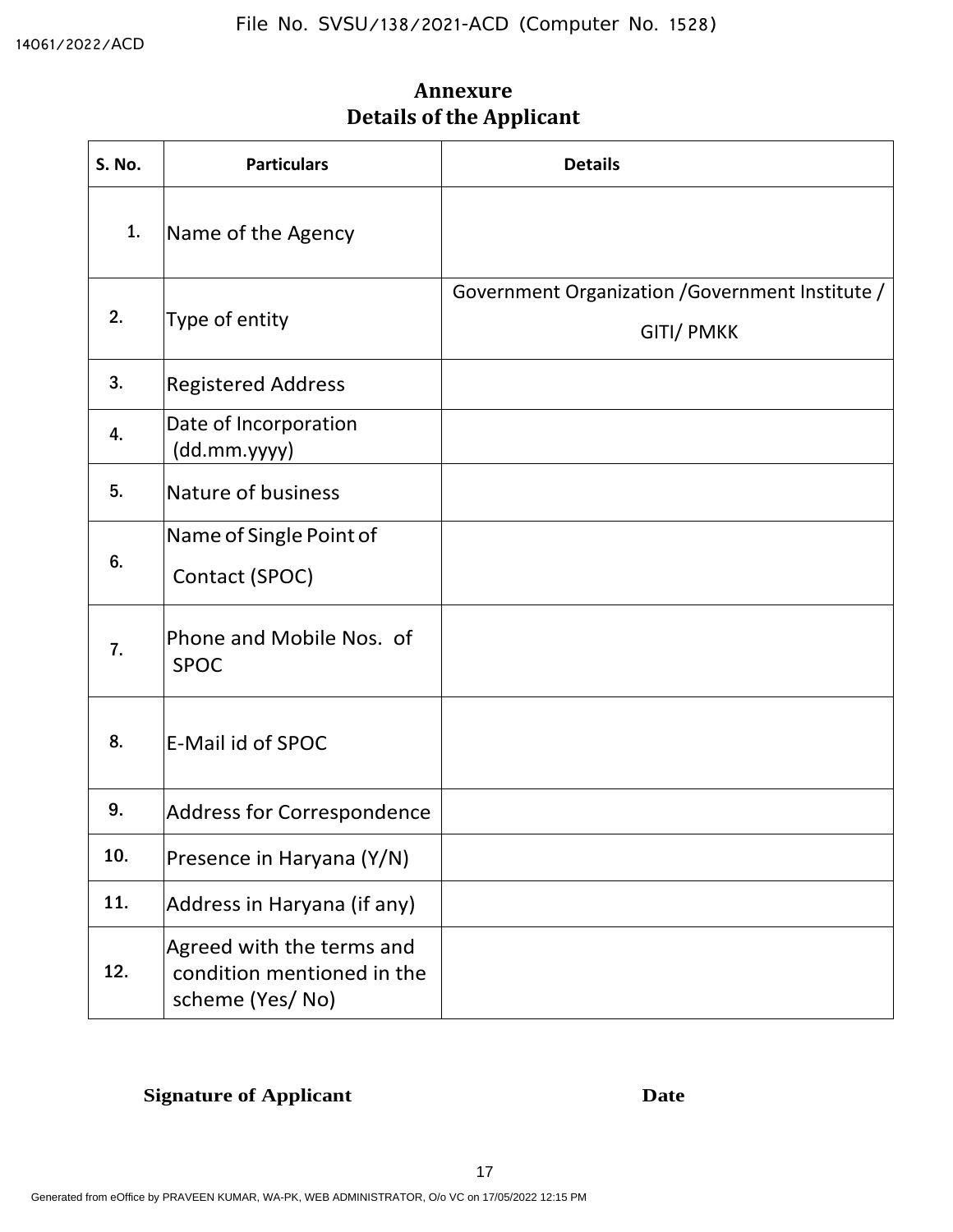## Annexure

## Details of the Applicant

| S. No. | Particulars | Details |
|---|---|---|
| 1. | Name of the Agency | |
| 2. | Type of entity | Government Organization /Government Institute / GITI/ PMKK |
| 3. | Registered Address | |
| 4. | Date of Incorporation (dd.mm.yyyy) | |
| 5. | Nature of business | |
| 6. | Name of Single Point of Contact (SPOC) | |
| 7. | Phone and Mobile Nos. of SPOC | |
| 8. | E-Mail id of SPOC | |
| 9. | Address for Correspondence | |
| 10. | Presence in Haryana (Y/N) | |
| 11. | Address in Haryana (if any) | |
| 12. | Agreed with the terms and condition mentioned in the scheme (Yes/ No) | |

**Signature of Applicant** **Date**